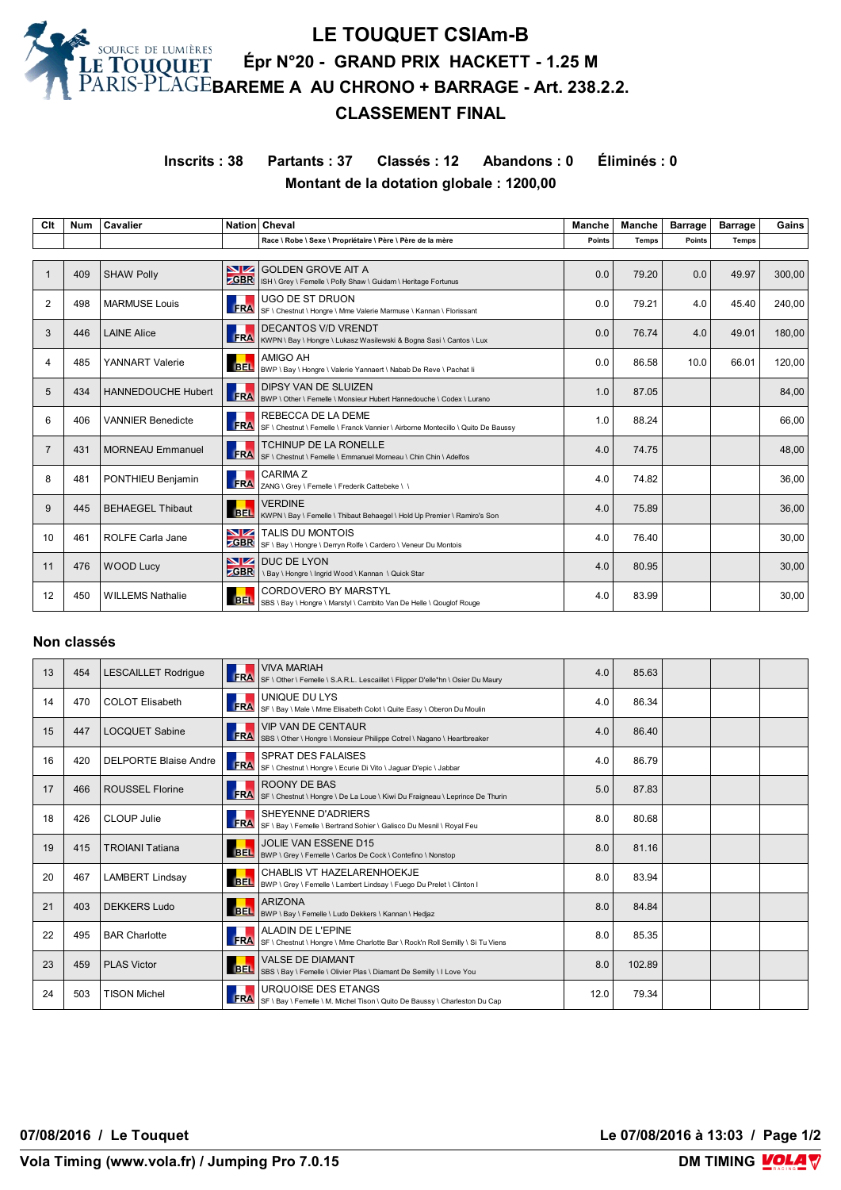# LE TOUQUET CSIAm-B

## Épr N°20 - GRAND PRIX HACKETT - 1.25 M

## BAREME A AU CHRONO + BARRAGE - Art. 238.2.2.

## CLASSEMENT FINAL

**Inscrits : 38 Partants : 37 Classés : 12 Abandons : 0 Éliminés : 0**

**Montant de la dotation globale : 1200,00**

| Clt | Num | Cavalier | Nation | Cheval<br>Race \ Robe \ Sexe \ Propriétaire \ Père \ Père de la mère | Manche<br>Points | Manche<br>Temps | Barrage<br>Points | Barrage<br>Temps | Gains |
|---|---|---|---|---|---|---|---|---|---|
| 1 | 409 | SHAW Polly | GBR | GOLDEN GROVE AIT A<br>ISH \ Grey \ Femelle \ Polly Shaw \ Guidam \ Heritage Fortunus | 0.0 | 79.20 | 0.0 | 49.97 | 300,00 |
| 2 | 498 | MARMUSE Louis | FRA | UGO DE ST DRUON<br>SF \ Chestnut \ Hongre \ Mme Valerie Marmuse \ Kannan \ Florissant | 0.0 | 79.21 | 4.0 | 45.40 | 240,00 |
| 3 | 446 | LAINE Alice | FRA | DECANTOS V/D VRENDT<br>KWPN \ Bay \ Hongre \ Lukasz Wasilewski & Bogna Sasi \ Cantos \ Lux | 0.0 | 76.74 | 4.0 | 49.01 | 180,00 |
| 4 | 485 | YANNART Valerie | BEL | AMIGO AH<br>BWP \ Bay \ Hongre \ Valerie Yannaert \ Nabab De Reve \ Pachat Ii | 0.0 | 86.58 | 10.0 | 66.01 | 120,00 |
| 5 | 434 | HANNEDOUCHE Hubert | FRA | DIPSY VAN DE SLUIZEN<br>BWP \ Other \ Femelle \ Monsieur Hubert Hannedouche \ Codex \ Lurano | 1.0 | 87.05 | | | 84,00 |
| 6 | 406 | VANNIER Benedicte | FRA | REBECCA DE LA DEME<br>SF \ Chestnut \ Femelle \ Franck Vannier \ Airborne Montecillo \ Quito De Baussy | 1.0 | 88.24 | | | 66,00 |
| 7 | 431 | MORNEAU Emmanuel | FRA | TCHINUP DE LA RONELLE<br>SF \ Chestnut \ Femelle \ Emmanuel Morneau \ Chin Chin \ Adelfos | 4.0 | 74.75 | | | 48,00 |
| 8 | 481 | PONTHIEU Benjamin | FRA | CARIMA Z<br>ZANG \ Grey \ Femelle \ Frederik Cattebeke \ \ | 4.0 | 74.82 | | | 36,00 |
| 9 | 445 | BEHAEGEL Thibaut | BEL | VERDINE<br>KWPN \ Bay \ Femelle \ Thibaut Behaegel \ Hold Up Premier \ Ramiro's Son | 4.0 | 75.89 | | | 36,00 |
| 10 | 461 | ROLFE Carla Jane | GBR | TALIS DU MONTOIS<br>SF \ Bay \ Hongre \ Derryn Rolfe \ Cardero \ Veneur Du Montois | 4.0 | 76.40 | | | 30,00 |
| 11 | 476 | WOOD Lucy | GBR | DUC DE LYON<br>\ Bay \ Hongre \ Ingrid Wood \ Kannan \ Quick Star | 4.0 | 80.95 | | | 30,00 |
| 12 | 450 | WILLEMS Nathalie | BEL | CORDOVERO BY MARSTYL<br>SBS \ Bay \ Hongre \ Marstyl \ Cambito Van De Helle \ Qouglof Rouge | 4.0 | 83.99 | | | 30,00 |

## Non classés

| Clt | Num | Cavalier | Nation | Cheval | Manche Points | Manche Temps | Barrage Points | Barrage Temps | Gains |
|---|---|---|---|---|---|---|---|---|---|
| 13 | 454 | LESCAILLET Rodrigue | FRA | VIVA MARIAH<br>SF \ Other \ Femelle \ S.A.R.L. Lescaillet \ Flipper D'elle*hn \ Osier Du Maury | 4.0 | 85.63 | | | |
| 14 | 470 | COLOT Elisabeth | FRA | UNIQUE DU LYS<br>SF \ Bay \ Male \ Mme Elisabeth Colot \ Quite Easy \ Oberon Du Moulin | 4.0 | 86.34 | | | |
| 15 | 447 | LOCQUET Sabine | FRA | VIP VAN DE CENTAUR<br>SBS \ Other \ Hongre \ Monsieur Philippe Cotrel \ Nagano \ Heartbreaker | 4.0 | 86.40 | | | |
| 16 | 420 | DELPORTE Blaise Andre | FRA | SPRAT DES FALAISES<br>SF \ Chestnut \ Hongre \ Ecurie Di Vito \ Jaguar D'epic \ Jabbar | 4.0 | 86.79 | | | |
| 17 | 466 | ROUSSEL Florine | FRA | ROONY DE BAS<br>SF \ Chestnut \ Hongre \ De La Loue \ Kiwi Du Fraigneau \ Leprince De Thurin | 5.0 | 87.83 | | | |
| 18 | 426 | CLOUP Julie | FRA | SHEYENNE D'ADRIERS<br>SF \ Bay \ Femelle \ Bertrand Sohier \ Galisco Du Mesnil \ Royal Feu | 8.0 | 80.68 | | | |
| 19 | 415 | TROIANI Tatiana | BEL | JOLIE VAN ESSENE D15<br>BWP \ Grey \ Femelle \ Carlos De Cock \ Contefino \ Nonstop | 8.0 | 81.16 | | | |
| 20 | 467 | LAMBERT Lindsay | BEL | CHABLIS VT HAZELARENHOEKJE<br>BWP \ Grey \ Femelle \ Lambert Lindsay \ Fuego Du Prelet \ Clinton I | 8.0 | 83.94 | | | |
| 21 | 403 | DEKKERS Ludo | BEL | ARIZONA<br>BWP \ Bay \ Femelle \ Ludo Dekkers \ Kannan \ Hedjaz | 8.0 | 84.84 | | | |
| 22 | 495 | BAR Charlotte | FRA | ALADIN DE L'EPINE<br>SF \ Chestnut \ Hongre \ Mme Charlotte Bar \ Rock'n Roll Semilly \ Si Tu Viens | 8.0 | 85.35 | | | |
| 23 | 459 | PLAS Victor | BEL | VALSE DE DIAMANT<br>SBS \ Bay \ Femelle \ Olivier Plas \ Diamant De Semilly \ I Love You | 8.0 | 102.89 | | | |
| 24 | 503 | TISON Michel | FRA | URQUOISE DES ETANGS<br>SF \ Bay \ Femelle \ M. Michel Tison \ Quito De Baussy \ Charleston Du Cap | 12.0 | 79.34 | | | |

**07/08/2016 / Le Touquet** — **Le 07/08/2016 à 13:03**

**Vola Timing (www.vola.fr) / Jumping Pro 7.0.15** — **DM TIMING**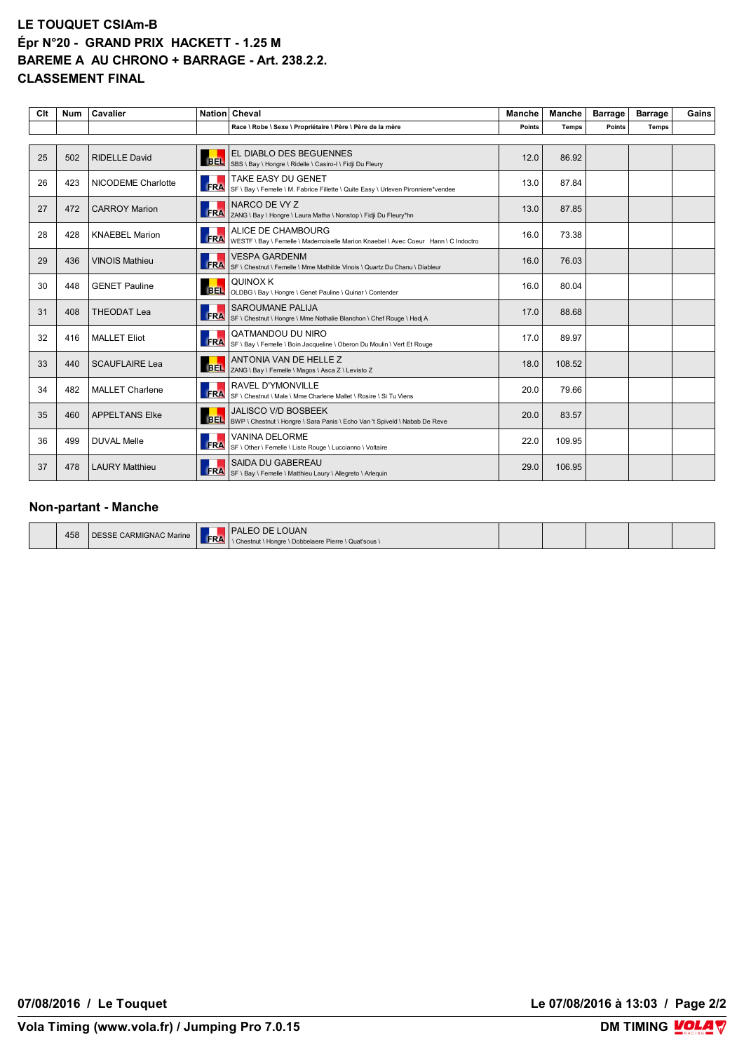# LE TOUQUET CSIAm-B

## Épr N°20 - GRAND PRIX HACKETT - 1.25 M

## BAREME A AU CHRONO + BARRAGE - Art. 238.2.2.

## CLASSEMENT FINAL

| Clt | Num | Cavalier | Nation | Cheval | Manche | Manche | Barrage | Barrage | Gains |
|---|---|---|---|---|---|---|---|---|---|
| | | | | Race \ Robe \ Sexe \ Propriétaire \ Père \ Père de la mère | Points | Temps | Points | Temps | |
| 25 | 502 | RIDELLE David | BEL | EL DIABLO DES BEGUENNES<br>SBS \ Bay \ Hongre \ Ridelle \ Casiro-I \ Fidji Du Fleury | 12.0 | 86.92 | | | |
| 26 | 423 | NICODEME Charlotte | FRA | TAKE EASY DU GENET<br>SF \ Bay \ Femelle \ M. Fabrice Fillette \ Quite Easy \ Urleven Pironniere*vendee | 13.0 | 87.84 | | | |
| 27 | 472 | CARROY Marion | FRA | NARCO DE VY Z<br>ZANG \ Bay \ Hongre \ Laura Matha \ Nonstop \ Fidji Du Fleury*hn | 13.0 | 87.85 | | | |
| 28 | 428 | KNAEBEL Marion | FRA | ALICE DE CHAMBOURG<br>WESTF \ Bay \ Femelle \ Mademoiselle Marion Knaebel \ Avec Coeur Hann \ C Indoctro | 16.0 | 73.38 | | | |
| 29 | 436 | VINOIS Mathieu | FRA | VESPA GARDENM<br>SF \ Chestnut \ Femelle \ Mme Mathilde Vinois \ Quartz Du Chanu \ Diableur | 16.0 | 76.03 | | | |
| 30 | 448 | GENET Pauline | BEL | QUINOX K<br>OLDBG \ Bay \ Hongre \ Genet Pauline \ Quinar \ Contender | 16.0 | 80.04 | | | |
| 31 | 408 | THEODAT Lea | FRA | SAROUMANE PALIJA<br>SF \ Chestnut \ Hongre \ Mme Nathalie Blanchon \ Chef Rouge \ Hadj A | 17.0 | 88.68 | | | |
| 32 | 416 | MALLET Eliot | FRA | QATMANDOU DU NIRO<br>SF \ Bay \ Femelle \ Boin Jacqueline \ Oberon Du Moulin \ Vert Et Rouge | 17.0 | 89.97 | | | |
| 33 | 440 | SCAUFLAIRE Lea | BEL | ANTONIA VAN DE HELLE Z<br>ZANG \ Bay \ Femelle \ Magos \ Asca Z \ Levisto Z | 18.0 | 108.52 | | | |
| 34 | 482 | MALLET Charlene | FRA | RAVEL D'YMONVILLE<br>SF \ Chestnut \ Male \ Mme Charlene Mallet \ Rosire \ Si Tu Viens | 20.0 | 79.66 | | | |
| 35 | 460 | APPELTANS Elke | BEL | JALISCO V/D BOSBEEK<br>BWP \ Chestnut \ Hongre \ Sara Panis \ Echo Van 't Spiveld \ Nabab De Reve | 20.0 | 83.57 | | | |
| 36 | 499 | DUVAL Melle | FRA | VANINA DELORME<br>SF \ Other \ Femelle \ Liste Rouge \ Luccianno \ Voltaire | 22.0 | 109.95 | | | |
| 37 | 478 | LAURY Matthieu | FRA | SAIDA DU GABEREAU<br>SF \ Bay \ Femelle \ Matthieu Laury \ Allegreto \ Arlequin | 29.0 | 106.95 | | | |

### Non-partant - Manche

| | | | | | | | | | |
|---|---|---|---|---|---|---|---|---|---|
| | 458 | DESSE CARMIGNAC Marine | FRA | PALEO DE LOUAN<br>\ Chestnut \ Hongre \ Dobbelaere Pierre \ Quat'sous \ | | | | | |

07/08/2016 / Le Touquet — Le 07/08/2016 à 13:03

Vola Timing (www.vola.fr) / Jumping Pro 7.0.15 — DM TIMING